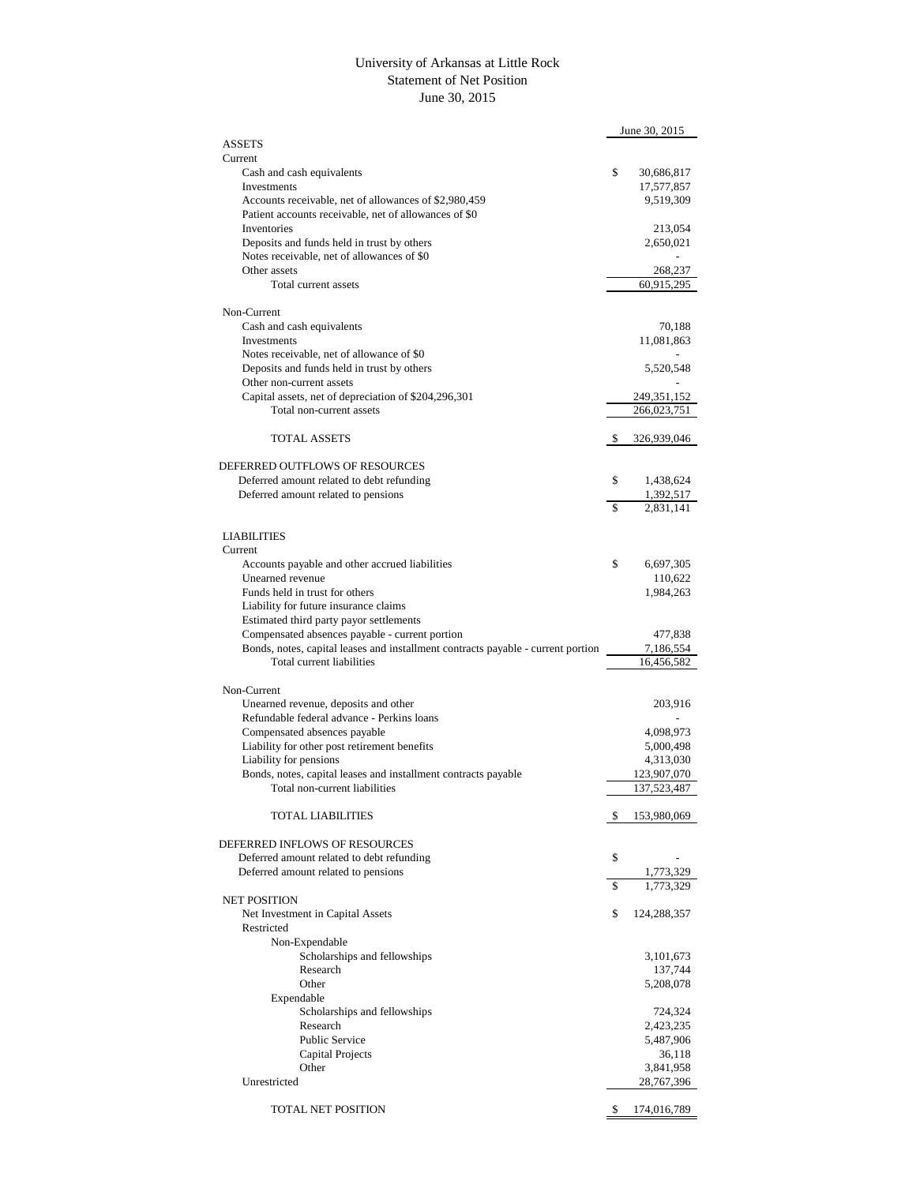# University of Arkansas at Little Rock
## Statement of Net Position
### June 30, 2015

| | | June 30, 2015 |
|---|---|---|
| **ASSETS** | | |
| Current | | |
| Cash and cash equivalents | $ | 30,686,817 |
| Investments | | 17,577,857 |
| Accounts receivable, net of allowances of $2,980,459 | | 9,519,309 |
| Patient accounts receivable, net of allowances of $0 | | |
| Inventories | | 213,054 |
| Deposits and funds held in trust by others | | 2,650,021 |
| Notes receivable, net of allowances of $0 | | - |
| Other assets | | 268,237 |
| Total current assets | | 60,915,295 |
| | | |
| Non-Current | | |
| Cash and cash equivalents | | 70,188 |
| Investments | | 11,081,863 |
| Notes receivable, net of allowance of $0 | | - |
| Deposits and funds held in trust by others | | 5,520,548 |
| Other non-current assets | | - |
| Capital assets, net of depreciation of $204,296,301 | | 249,351,152 |
| Total non-current assets | | 266,023,751 |
| | | |
| TOTAL ASSETS | $ | 326,939,046 |
| | | |
| **DEFERRED OUTFLOWS OF RESOURCES** | | |
| Deferred amount related to debt refunding | $ | 1,438,624 |
| Deferred amount related to pensions | | 1,392,517 |
| | $ | 2,831,141 |
| | | |
| **LIABILITIES** | | |
| Current | | |
| Accounts payable and other accrued liabilities | $ | 6,697,305 |
| Unearned revenue | | 110,622 |
| Funds held in trust for others | | 1,984,263 |
| Liability for future insurance claims | | |
| Estimated third party payor settlements | | |
| Compensated absences payable - current portion | | 477,838 |
| Bonds, notes, capital leases and installment contracts payable - current portion | | 7,186,554 |
| Total current liabilities | | 16,456,582 |
| | | |
| Non-Current | | |
| Unearned revenue, deposits and other | | 203,916 |
| Refundable federal advance - Perkins loans | | - |
| Compensated absences payable | | 4,098,973 |
| Liability for other post retirement benefits | | 5,000,498 |
| Liability for pensions | | 4,313,030 |
| Bonds, notes, capital leases and installment contracts payable | | 123,907,070 |
| Total non-current liabilities | | 137,523,487 |
| | | |
| TOTAL LIABILITIES | $ | 153,980,069 |
| | | |
| **DEFERRED INFLOWS OF RESOURCES** | | |
| Deferred amount related to debt refunding | $ | - |
| Deferred amount related to pensions | | 1,773,329 |
| | $ | 1,773,329 |
| **NET POSITION** | | |
| Net Investment in Capital Assets | $ | 124,288,357 |
| Restricted | | |
| Non-Expendable | | |
| Scholarships and fellowships | | 3,101,673 |
| Research | | 137,744 |
| Other | | 5,208,078 |
| Expendable | | |
| Scholarships and fellowships | | 724,324 |
| Research | | 2,423,235 |
| Public Service | | 5,487,906 |
| Capital Projects | | 36,118 |
| Other | | 3,841,958 |
| Unrestricted | | 28,767,396 |
| | | |
| TOTAL NET POSITION | $ | 174,016,789 |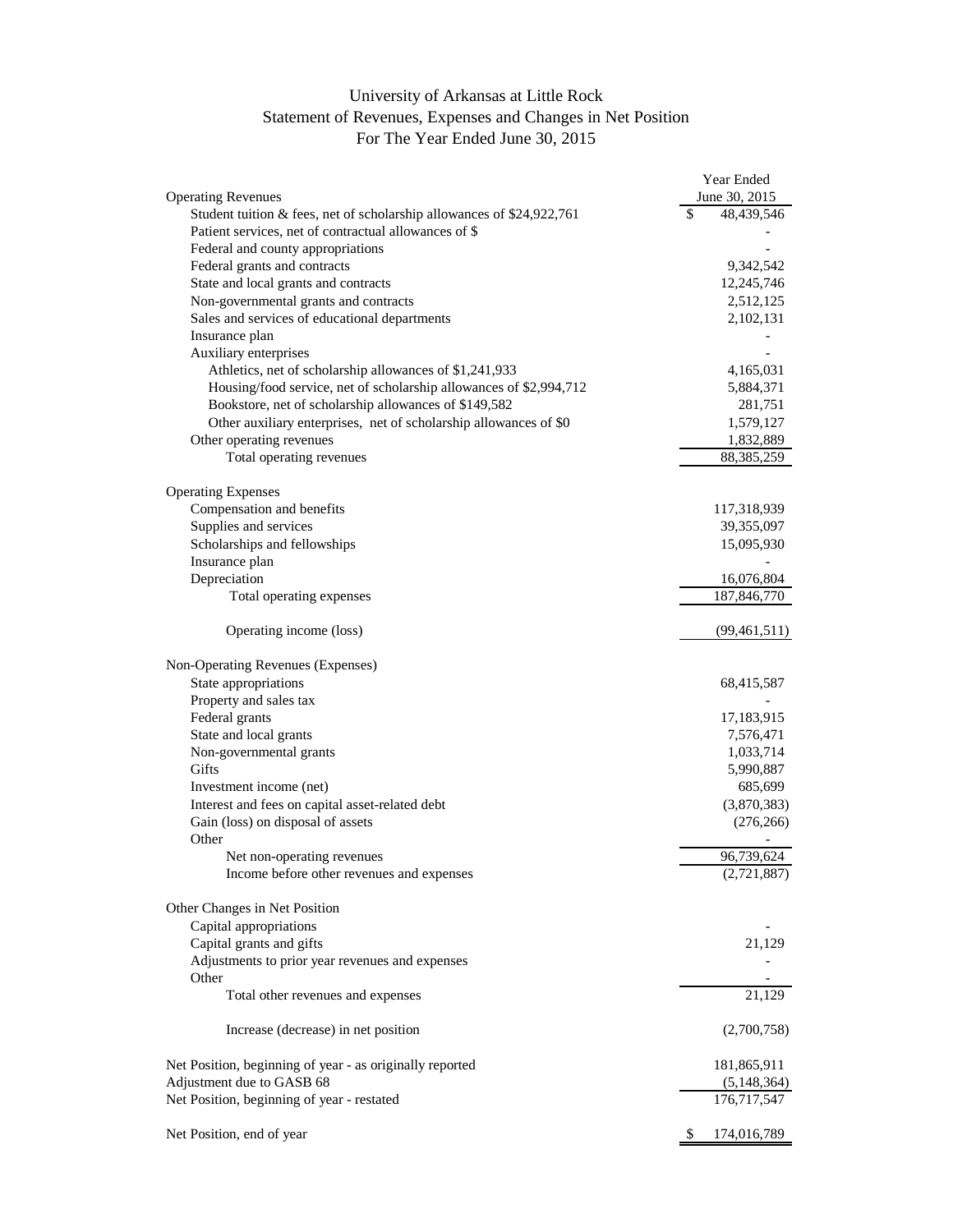# University of Arkansas at Little Rock
## Statement of Revenues, Expenses and Changes in Net Position
### For The Year Ended June 30, 2015

| | Year Ended June 30, 2015 |
|---|---:|
| **Operating Revenues** | |
| Student tuition & fees, net of scholarship allowances of $24,922,761 | $ 48,439,546 |
| Patient services, net of contractual allowances of $ | - |
| Federal and county appropriations | - |
| Federal grants and contracts | 9,342,542 |
| State and local grants and contracts | 12,245,746 |
| Non-governmental grants and contracts | 2,512,125 |
| Sales and services of educational departments | 2,102,131 |
| Insurance plan | - |
| Auxiliary enterprises | - |
| Athletics, net of scholarship allowances of $1,241,933 | 4,165,031 |
| Housing/food service, net of scholarship allowances of $2,994,712 | 5,884,371 |
| Bookstore, net of scholarship allowances of $149,582 | 281,751 |
| Other auxiliary enterprises, net of scholarship allowances of $0 | 1,579,127 |
| Other operating revenues | 1,832,889 |
| Total operating revenues | 88,385,259 |
| | |
| **Operating Expenses** | |
| Compensation and benefits | 117,318,939 |
| Supplies and services | 39,355,097 |
| Scholarships and fellowships | 15,095,930 |
| Insurance plan | - |
| Depreciation | 16,076,804 |
| Total operating expenses | 187,846,770 |
| | |
| Operating income (loss) | (99,461,511) |
| | |
| **Non-Operating Revenues (Expenses)** | |
| State appropriations | 68,415,587 |
| Property and sales tax | - |
| Federal grants | 17,183,915 |
| State and local grants | 7,576,471 |
| Non-governmental grants | 1,033,714 |
| Gifts | 5,990,887 |
| Investment income (net) | 685,699 |
| Interest and fees on capital asset-related debt | (3,870,383) |
| Gain (loss) on disposal of assets | (276,266) |
| Other | - |
| Net non-operating revenues | 96,739,624 |
| Income before other revenues and expenses | (2,721,887) |
| | |
| **Other Changes in Net Position** | |
| Capital appropriations | - |
| Capital grants and gifts | 21,129 |
| Adjustments to prior year revenues and expenses | - |
| Other | - |
| Total other revenues and expenses | 21,129 |
| | |
| Increase (decrease) in net position | (2,700,758) |
| | |
| Net Position, beginning of year - as originally reported | 181,865,911 |
| Adjustment due to GASB 68 | (5,148,364) |
| Net Position, beginning of year - restated | 176,717,547 |
| | |
| Net Position, end of year | $ 174,016,789 |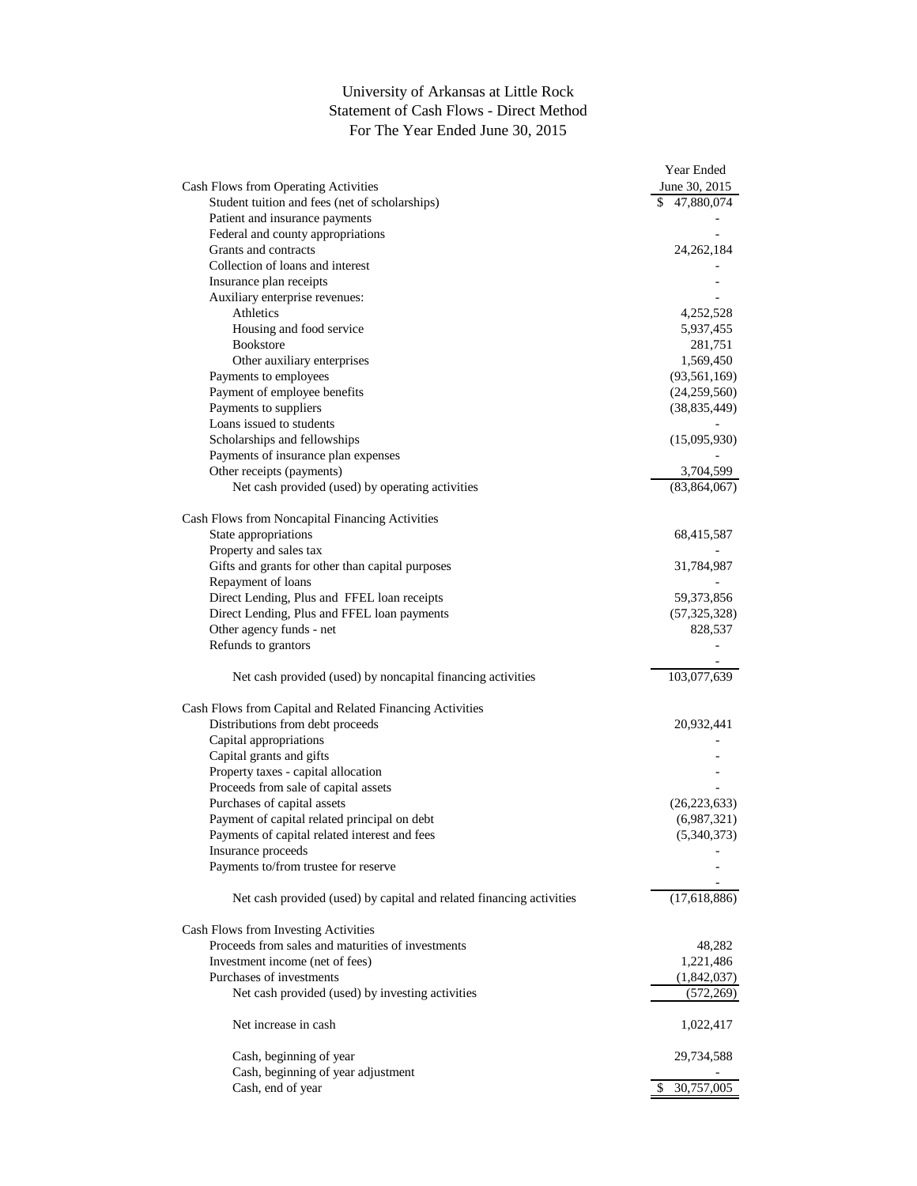# University of Arkansas at Little Rock
## Statement of Cash Flows - Direct Method
### For The Year Ended June 30, 2015

| | Year Ended June 30, 2015 |
|---|---|
| **Cash Flows from Operating Activities** | |
| Student tuition and fees (net of scholarships) | $ 47,880,074 |
| Patient and insurance payments | - |
| Federal and county appropriations | - |
| Grants and contracts | 24,262,184 |
| Collection of loans and interest | - |
| Insurance plan receipts | - |
| Auxiliary enterprise revenues: | - |
| Athletics | 4,252,528 |
| Housing and food service | 5,937,455 |
| Bookstore | 281,751 |
| Other auxiliary enterprises | 1,569,450 |
| Payments to employees | (93,561,169) |
| Payment of employee benefits | (24,259,560) |
| Payments to suppliers | (38,835,449) |
| Loans issued to students | - |
| Scholarships and fellowships | (15,095,930) |
| Payments of insurance plan expenses | - |
| Other receipts (payments) | 3,704,599 |
| Net cash provided (used) by operating activities | (83,864,067) |
| | |
| **Cash Flows from Noncapital Financing Activities** | |
| State appropriations | 68,415,587 |
| Property and sales tax | - |
| Gifts and grants for other than capital purposes | 31,784,987 |
| Repayment of loans | - |
| Direct Lending, Plus and FFEL loan receipts | 59,373,856 |
| Direct Lending, Plus and FFEL loan payments | (57,325,328) |
| Other agency funds - net | 828,537 |
| Refunds to grantors | - |
| | - |
| Net cash provided (used) by noncapital financing activities | 103,077,639 |
| | |
| **Cash Flows from Capital and Related Financing Activities** | |
| Distributions from debt proceeds | 20,932,441 |
| Capital appropriations | - |
| Capital grants and gifts | - |
| Property taxes - capital allocation | - |
| Proceeds from sale of capital assets | - |
| Purchases of capital assets | (26,223,633) |
| Payment of capital related principal on debt | (6,987,321) |
| Payments of capital related interest and fees | (5,340,373) |
| Insurance proceeds | - |
| Payments to/from trustee for reserve | - |
| | - |
| Net cash provided (used) by capital and related financing activities | (17,618,886) |
| | |
| **Cash Flows from Investing Activities** | |
| Proceeds from sales and maturities of investments | 48,282 |
| Investment income (net of fees) | 1,221,486 |
| Purchases of investments | (1,842,037) |
| Net cash provided (used) by investing activities | (572,269) |
| | |
| Net increase in cash | 1,022,417 |
| | |
| Cash, beginning of year | 29,734,588 |
| Cash, beginning of year adjustment | - |
| Cash, end of year | $ 30,757,005 |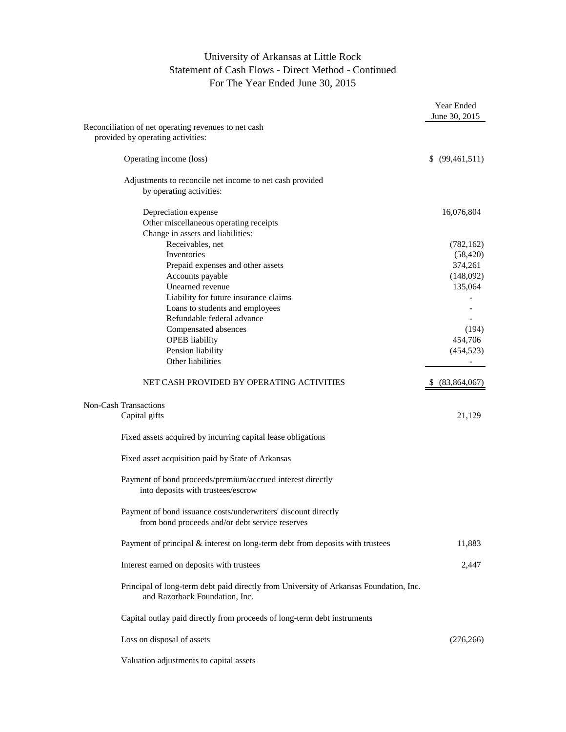# University of Arkansas at Little Rock
## Statement of Cash Flows - Direct Method - Continued
### For The Year Ended June 30, 2015

| | Year Ended June 30, 2015 |
|---|---|
| Reconciliation of net operating revenues to net cash provided by operating activities: | |
| Operating income (loss) | $ (99,461,511) |
| Adjustments to reconcile net income to net cash provided by operating activities: | |
| Depreciation expense | 16,076,804 |
| Other miscellaneous operating receipts | |
| Change in assets and liabilities: | |
| Receivables, net | (782,162) |
| Inventories | (58,420) |
| Prepaid expenses and other assets | 374,261 |
| Accounts payable | (148,092) |
| Unearned revenue | 135,064 |
| Liability for future insurance claims | - |
| Loans to students and employees | - |
| Refundable federal advance | - |
| Compensated absences | (194) |
| OPEB liability | 454,706 |
| Pension liability | (454,523) |
| Other liabilities | - |
| NET CASH PROVIDED BY OPERATING ACTIVITIES | $ (83,864,067) |
| Non-Cash Transactions | |
| Capital gifts | 21,129 |
| Fixed assets acquired by incurring capital lease obligations | |
| Fixed asset acquisition paid by State of Arkansas | |
| Payment of bond proceeds/premium/accrued interest directly into deposits with trustees/escrow | |
| Payment of bond issuance costs/underwriters' discount directly from bond proceeds and/or debt service reserves | |
| Payment of principal & interest on long-term debt from deposits with trustees | 11,883 |
| Interest earned on deposits with trustees | 2,447 |
| Principal of long-term debt paid directly from University of Arkansas Foundation, Inc. and Razorback Foundation, Inc. | |
| Capital outlay paid directly from proceeds of long-term debt instruments | |
| Loss on disposal of assets | (276,266) |
| Valuation adjustments to capital assets | |